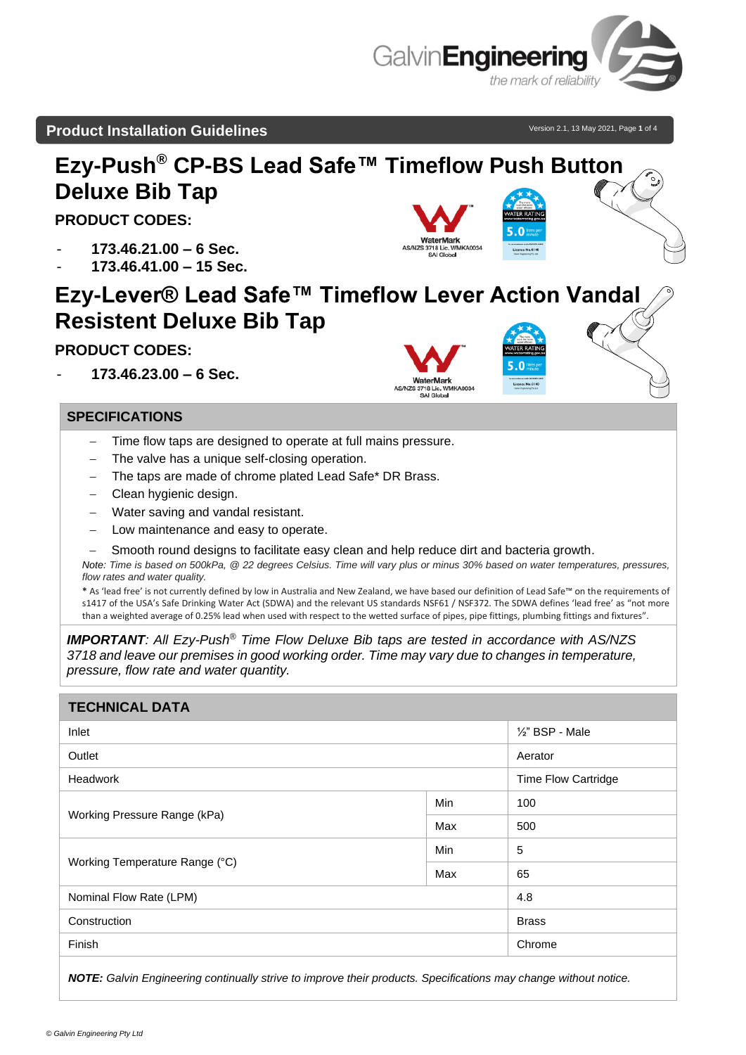## Product Installation Guidelines

# Ezy-Push® CP-BS Lead Safe™ Timeflow Push Button Deluxe Bib Tap

**PRODUCT CODES:**

- **173.46.21.00 – 6 Sec.**
- **173.46.41.00 – 15 Sec.**

WaterMark AS/NZS 3718 Lic. WMKA0034 SAI Global

# Ezy-Lever® Lead Safe™ Timeflow Lever Action Vandal Resistent Deluxe Bib Tap

**PRODUCT CODES:**

- **173.46.23.00 – 6 Sec.**

WaterMark AS/NZS 3718 Lic. WMKA0034 SAI Global

## SPECIFICATIONS

- Time flow taps are designed to operate at full mains pressure.
- The valve has a unique self-closing operation.
- The taps are made of chrome plated Lead Safe* DR Brass.
- Clean hygienic design.
- Water saving and vandal resistant.
- Low maintenance and easy to operate.
- Smooth round designs to facilitate easy clean and help reduce dirt and bacteria growth.

*Note: Time is based on 500kPa, @ 22 degrees Celsius. Time will vary plus or minus 30% based on water temperatures, pressures, flow rates and water quality.*

**\*** As 'lead free' is not currently defined by low in Australia and New Zealand, we have based our definition of Lead Safe™ on the requirements of s1417 of the USA's Safe Drinking Water Act (SDWA) and the relevant US standards NSF61 / NSF372. The SDWA defines 'lead free' as "not more than a weighted average of 0.25% lead when used with respect to the wetted surface of pipes, pipe fittings, plumbing fittings and fixtures".

***IMPORTANT**: All Ezy-Push® Time Flow Deluxe Bib taps are tested in accordance with AS/NZS 3718 and leave our premises in good working order. Time may vary due to changes in temperature, pressure, flow rate and water quantity.*

## TECHNICAL DATA

| | | |
|---|---|---|
| Inlet | | ½" BSP - Male |
| Outlet | | Aerator |
| Headwork | | Time Flow Cartridge |
| Working Pressure Range (kPa) | Min | 100 |
| | Max | 500 |
| Working Temperature Range (°C) | Min | 5 |
| | Max | 65 |
| Nominal Flow Rate (LPM) | | 4.8 |
| Construction | | Brass |
| Finish | | Chrome |

***NOTE:** Galvin Engineering continually strive to improve their products. Specifications may change without notice.*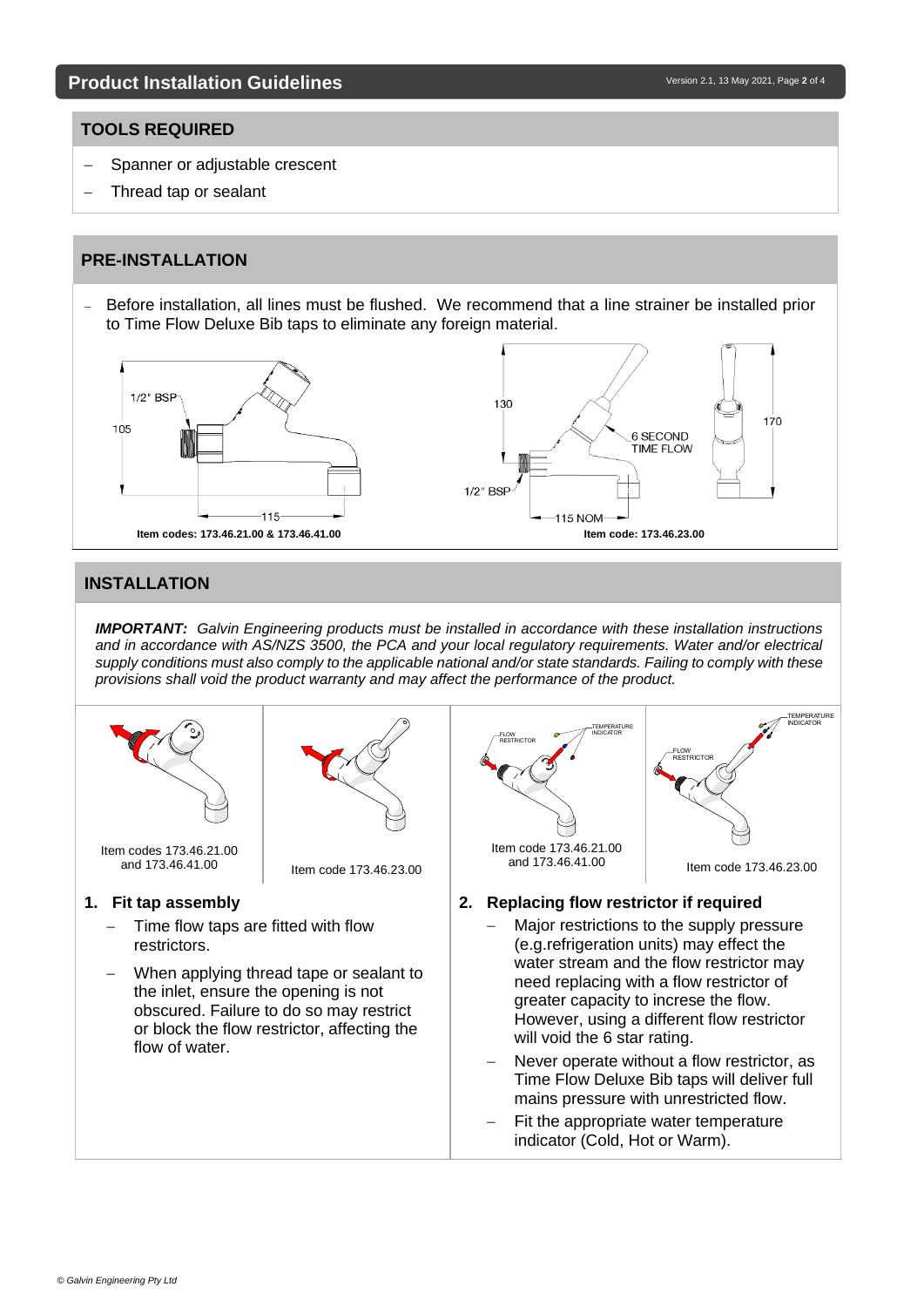## TOOLS REQUIRED

- Spanner or adjustable crescent
- Thread tap or sealant

## PRE-INSTALLATION

- Before installation, all lines must be flushed. We recommend that a line strainer be installed prior to Time Flow Deluxe Bib taps to eliminate any foreign material.

1/2" BSP
105
115

**Item codes: 173.46.21.00 & 173.46.41.00**

130
170
6 SECOND TIME FLOW
1/2" BSP
115 NOM

**Item code: 173.46.23.00**

## INSTALLATION

***IMPORTANT:*** *Galvin Engineering products must be installed in accordance with these installation instructions and in accordance with AS/NZS 3500, the PCA and your local regulatory requirements. Water and/or electrical supply conditions must also comply to the applicable national and/or state standards. Failing to comply with these provisions shall void the product warranty and may affect the performance of the product.*

Item codes 173.46.21.00 and 173.46.41.00

Item code 173.46.23.00

### 1. Fit tap assembly

- Time flow taps are fitted with flow restrictors.
- When applying thread tape or sealant to the inlet, ensure the opening is not obscured. Failure to do so may restrict or block the flow restrictor, affecting the flow of water.

FLOW RESTRICTOR
TEMPERATURE INDICATOR

Item code 173.46.21.00 and 173.46.41.00

Item code 173.46.23.00

### 2. Replacing flow restrictor if required

- Major restrictions to the supply pressure (e.g.refrigeration units) may effect the water stream and the flow restrictor may need replacing with a flow restrictor of greater capacity to increse the flow. However, using a different flow restrictor will void the 6 star rating.
- Never operate without a flow restrictor, as Time Flow Deluxe Bib taps will deliver full mains pressure with unrestricted flow.
- Fit the appropriate water temperature indicator (Cold, Hot or Warm).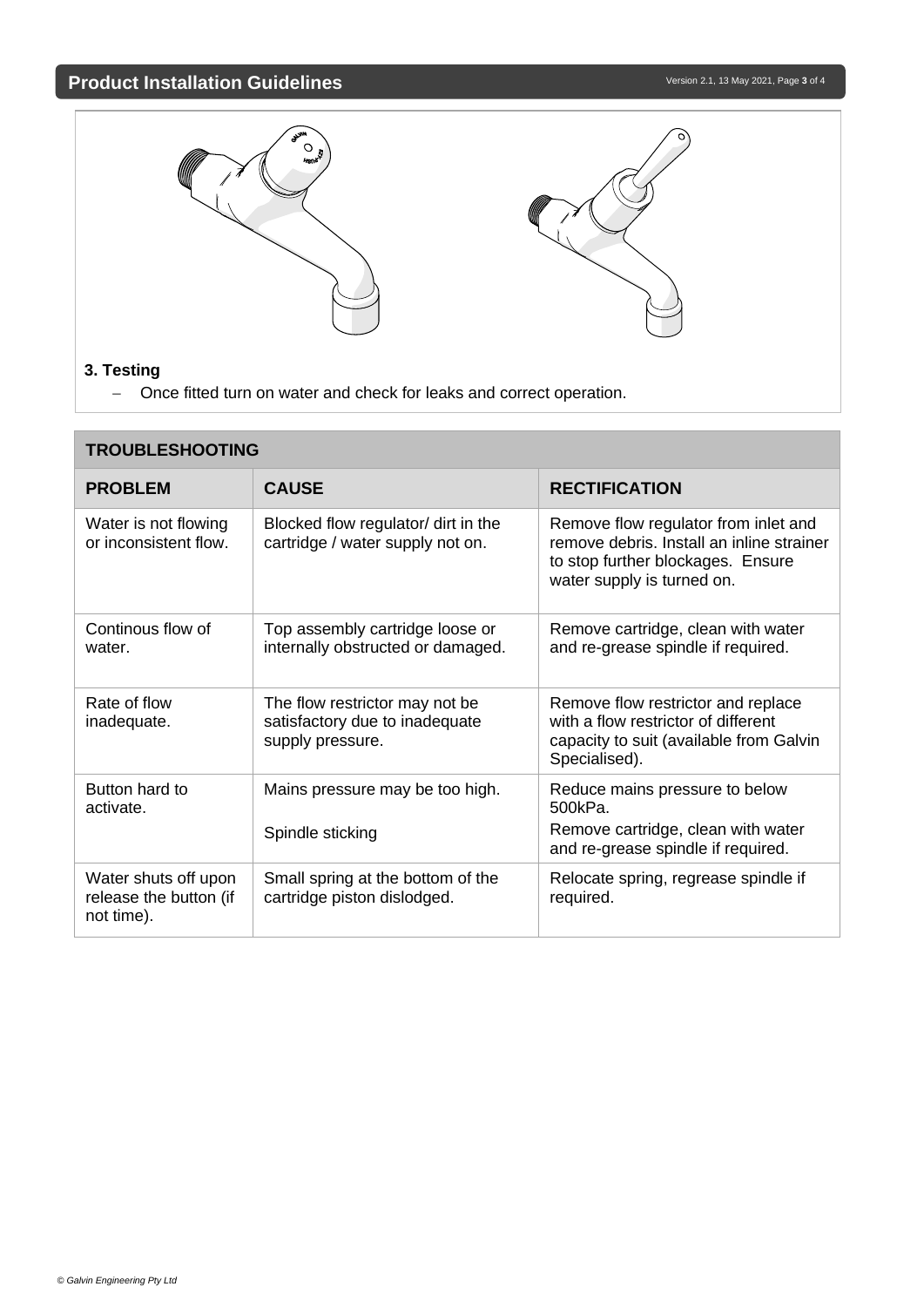### 3. Testing

- Once fitted turn on water and check for leaks and correct operation.

## TROUBLESHOOTING

| PROBLEM | CAUSE | RECTIFICATION |
|---|---|---|
| Water is not flowing or inconsistent flow. | Blocked flow regulator/ dirt in the cartridge / water supply not on. | Remove flow regulator from inlet and remove debris. Install an inline strainer to stop further blockages. Ensure water supply is turned on. |
| Continous flow of water. | Top assembly cartridge loose or internally obstructed or damaged. | Remove cartridge, clean with water and re-grease spindle if required. |
| Rate of flow inadequate. | The flow restrictor may not be satisfactory due to inadequate supply pressure. | Remove flow restrictor and replace with a flow restrictor of different capacity to suit (available from Galvin Specialised). |
| Button hard to activate. | Mains pressure may be too high.<br><br>Spindle sticking | Reduce mains pressure to below 500kPa.<br>Remove cartridge, clean with water and re-grease spindle if required. |
| Water shuts off upon release the button (if not time). | Small spring at the bottom of the cartridge piston dislodged. | Relocate spring, regrease spindle if required. |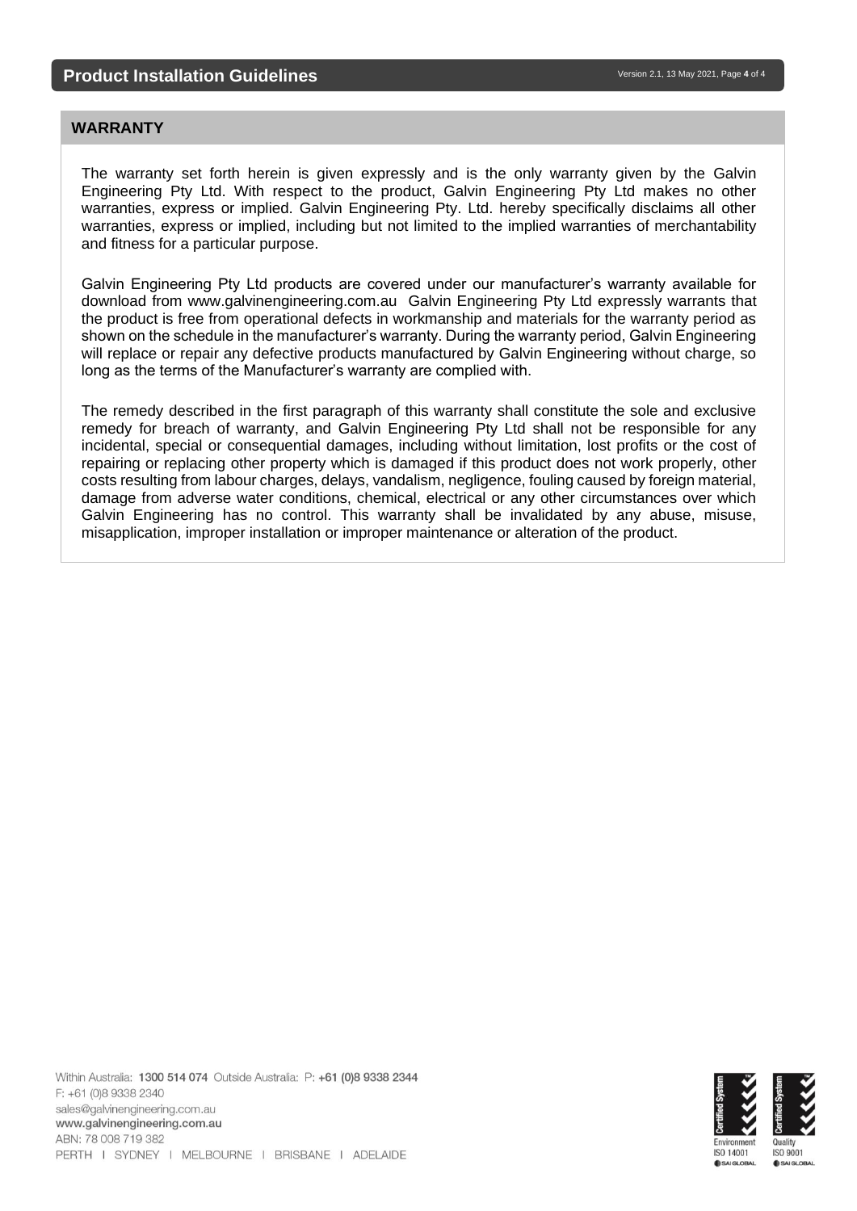## WARRANTY

The warranty set forth herein is given expressly and is the only warranty given by the Galvin Engineering Pty Ltd. With respect to the product, Galvin Engineering Pty Ltd makes no other warranties, express or implied. Galvin Engineering Pty. Ltd. hereby specifically disclaims all other warranties, express or implied, including but not limited to the implied warranties of merchantability and fitness for a particular purpose.

Galvin Engineering Pty Ltd products are covered under our manufacturer's warranty available for download from www.galvinengineering.com.au Galvin Engineering Pty Ltd expressly warrants that the product is free from operational defects in workmanship and materials for the warranty period as shown on the schedule in the manufacturer's warranty. During the warranty period, Galvin Engineering will replace or repair any defective products manufactured by Galvin Engineering without charge, so long as the terms of the Manufacturer's warranty are complied with.

The remedy described in the first paragraph of this warranty shall constitute the sole and exclusive remedy for breach of warranty, and Galvin Engineering Pty Ltd shall not be responsible for any incidental, special or consequential damages, including without limitation, lost profits or the cost of repairing or replacing other property which is damaged if this product does not work properly, other costs resulting from labour charges, delays, vandalism, negligence, fouling caused by foreign material, damage from adverse water conditions, chemical, electrical or any other circumstances over which Galvin Engineering has no control. This warranty shall be invalidated by any abuse, misuse, misapplication, improper installation or improper maintenance or alteration of the product.